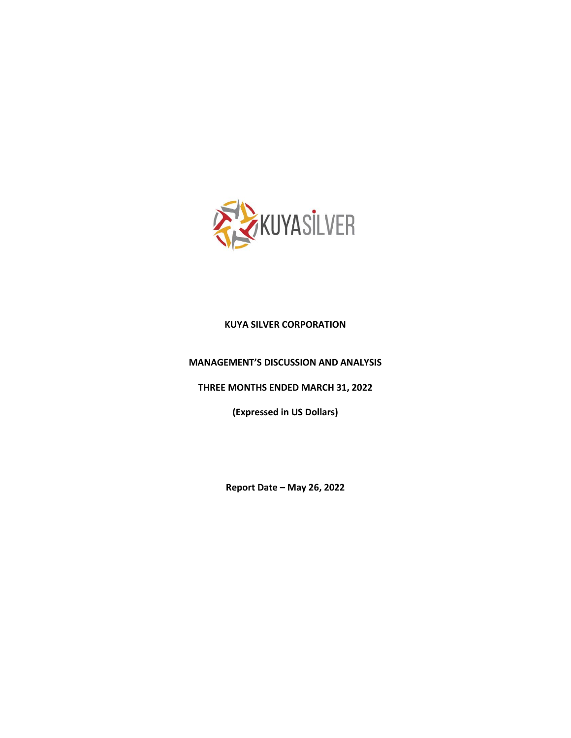**KUYA SILVER CORPORATION**

**MANAGEMENT'S DISCUSSION AND ANALYSIS**

**THREE MONTHS ENDED MARCH 31, 2022**

**(Expressed in US Dollars)**

**Report Date – May 26, 2022**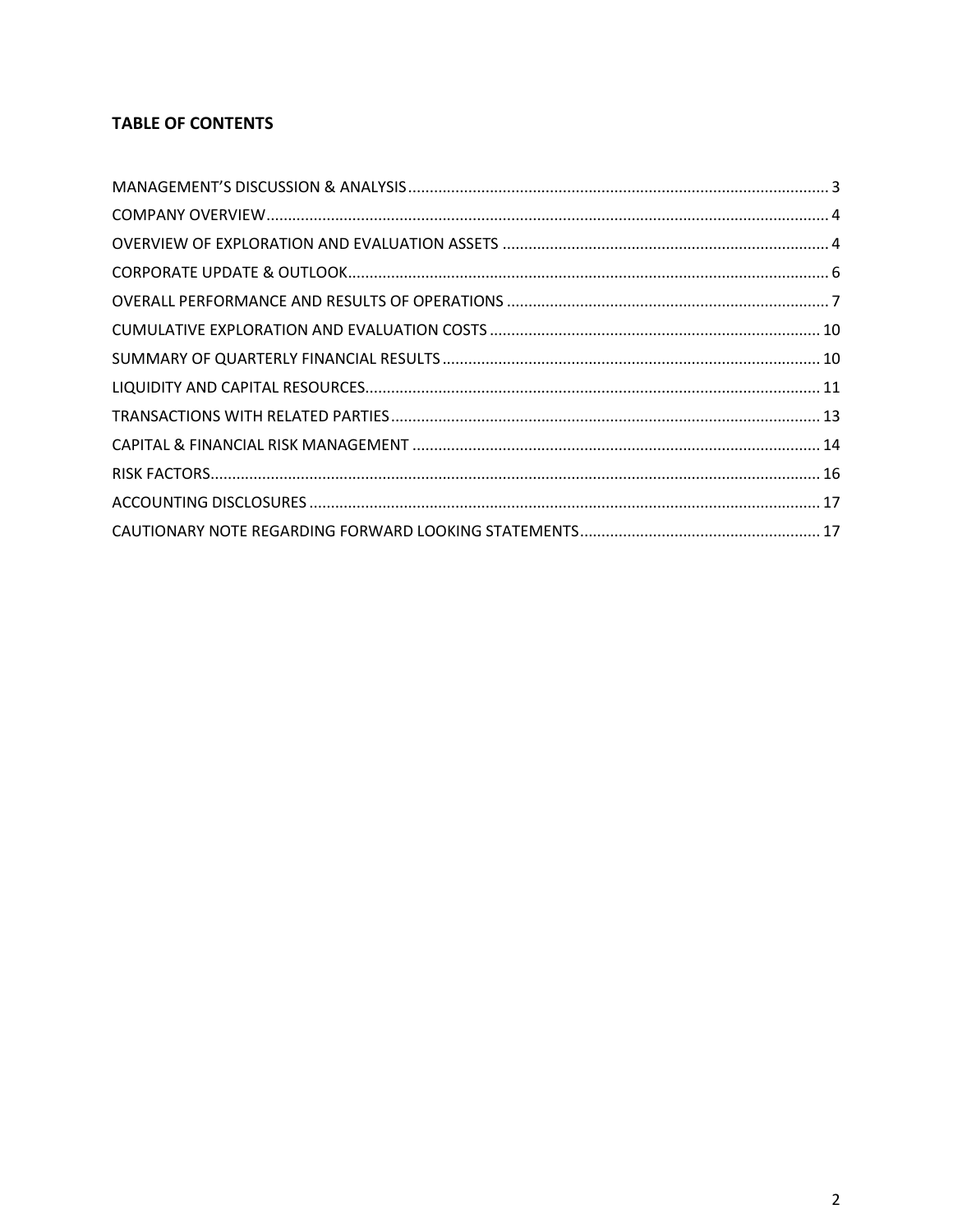**TABLE OF CONTENTS**

MANAGEMENT'S DISCUSSION & ANALYSIS ..... 3
COMPANY OVERVIEW ..... 4
OVERVIEW OF EXPLORATION AND EVALUATION ASSETS ..... 4
CORPORATE UPDATE & OUTLOOK ..... 6
OVERALL PERFORMANCE AND RESULTS OF OPERATIONS ..... 7
CUMULATIVE EXPLORATION AND EVALUATION COSTS ..... 10
SUMMARY OF QUARTERLY FINANCIAL RESULTS ..... 10
LIQUIDITY AND CAPITAL RESOURCES ..... 11
TRANSACTIONS WITH RELATED PARTIES ..... 13
CAPITAL & FINANCIAL RISK MANAGEMENT ..... 14
RISK FACTORS ..... 16
ACCOUNTING DISCLOSURES ..... 17
CAUTIONARY NOTE REGARDING FORWARD LOOKING STATEMENTS ..... 17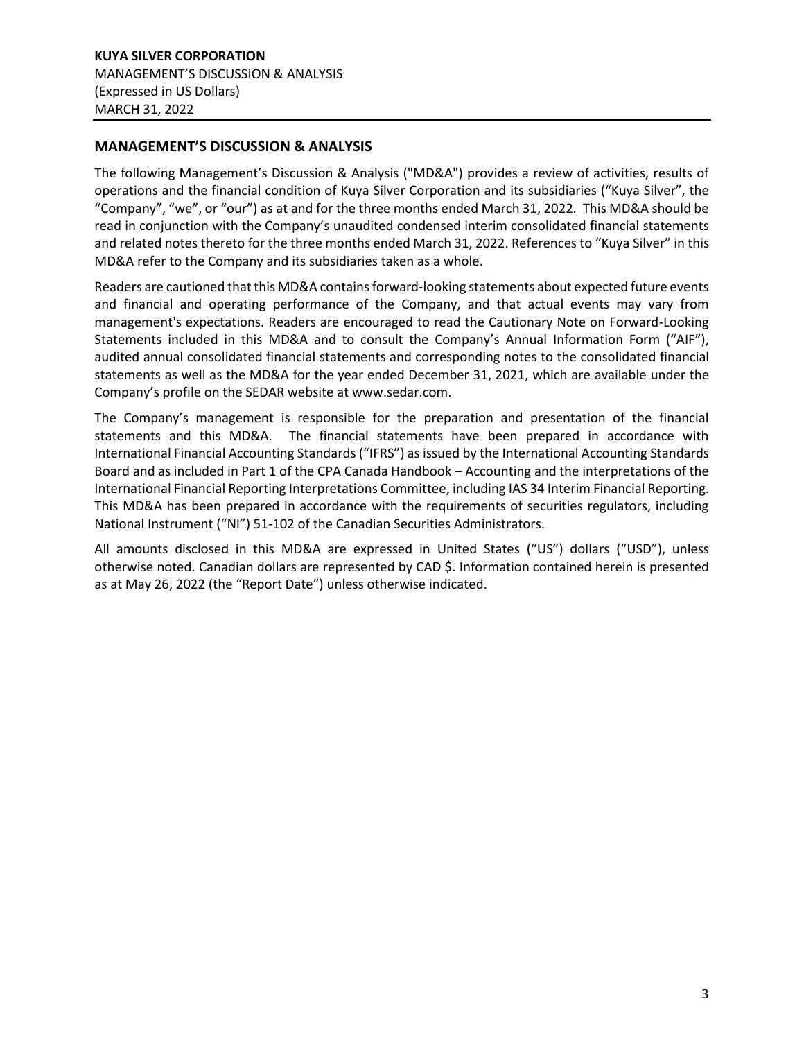## MANAGEMENT'S DISCUSSION & ANALYSIS

The following Management's Discussion & Analysis ("MD&A") provides a review of activities, results of operations and the financial condition of Kuya Silver Corporation and its subsidiaries ("Kuya Silver", the "Company", "we", or "our") as at and for the three months ended March 31, 2022. This MD&A should be read in conjunction with the Company's unaudited condensed interim consolidated financial statements and related notes thereto for the three months ended March 31, 2022. References to "Kuya Silver" in this MD&A refer to the Company and its subsidiaries taken as a whole.

Readers are cautioned that this MD&A contains forward-looking statements about expected future events and financial and operating performance of the Company, and that actual events may vary from management's expectations. Readers are encouraged to read the Cautionary Note on Forward-Looking Statements included in this MD&A and to consult the Company's Annual Information Form ("AIF"), audited annual consolidated financial statements and corresponding notes to the consolidated financial statements as well as the MD&A for the year ended December 31, 2021, which are available under the Company's profile on the SEDAR website at www.sedar.com.

The Company's management is responsible for the preparation and presentation of the financial statements and this MD&A. The financial statements have been prepared in accordance with International Financial Accounting Standards ("IFRS") as issued by the International Accounting Standards Board and as included in Part 1 of the CPA Canada Handbook – Accounting and the interpretations of the International Financial Reporting Interpretations Committee, including IAS 34 Interim Financial Reporting. This MD&A has been prepared in accordance with the requirements of securities regulators, including National Instrument ("NI") 51-102 of the Canadian Securities Administrators.

All amounts disclosed in this MD&A are expressed in United States ("US") dollars ("USD"), unless otherwise noted. Canadian dollars are represented by CAD $. Information contained herein is presented as at May 26, 2022 (the "Report Date") unless otherwise indicated.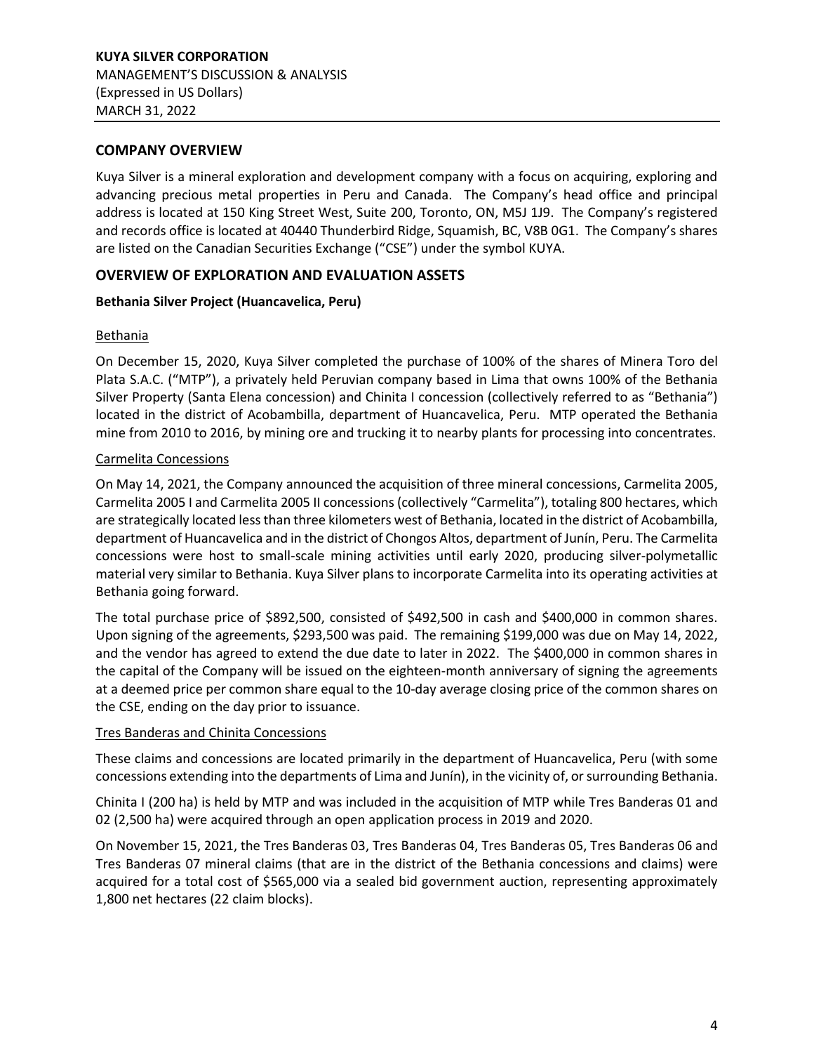## COMPANY OVERVIEW

Kuya Silver is a mineral exploration and development company with a focus on acquiring, exploring and advancing precious metal properties in Peru and Canada. The Company's head office and principal address is located at 150 King Street West, Suite 200, Toronto, ON, M5J 1J9. The Company's registered and records office is located at 40440 Thunderbird Ridge, Squamish, BC, V8B 0G1. The Company's shares are listed on the Canadian Securities Exchange ("CSE") under the symbol KUYA.

## OVERVIEW OF EXPLORATION AND EVALUATION ASSETS

### Bethania Silver Project (Huancavelica, Peru)

Bethania

On December 15, 2020, Kuya Silver completed the purchase of 100% of the shares of Minera Toro del Plata S.A.C. ("MTP"), a privately held Peruvian company based in Lima that owns 100% of the Bethania Silver Property (Santa Elena concession) and Chinita I concession (collectively referred to as "Bethania") located in the district of Acobambilla, department of Huancavelica, Peru. MTP operated the Bethania mine from 2010 to 2016, by mining ore and trucking it to nearby plants for processing into concentrates.

Carmelita Concessions

On May 14, 2021, the Company announced the acquisition of three mineral concessions, Carmelita 2005, Carmelita 2005 I and Carmelita 2005 II concessions (collectively "Carmelita"), totaling 800 hectares, which are strategically located less than three kilometers west of Bethania, located in the district of Acobambilla, department of Huancavelica and in the district of Chongos Altos, department of Junín, Peru. The Carmelita concessions were host to small-scale mining activities until early 2020, producing silver-polymetallic material very similar to Bethania. Kuya Silver plans to incorporate Carmelita into its operating activities at Bethania going forward.

The total purchase price of $892,500, consisted of $492,500 in cash and $400,000 in common shares. Upon signing of the agreements, $293,500 was paid. The remaining $199,000 was due on May 14, 2022, and the vendor has agreed to extend the due date to later in 2022. The $400,000 in common shares in the capital of the Company will be issued on the eighteen-month anniversary of signing the agreements at a deemed price per common share equal to the 10-day average closing price of the common shares on the CSE, ending on the day prior to issuance.

Tres Banderas and Chinita Concessions

These claims and concessions are located primarily in the department of Huancavelica, Peru (with some concessions extending into the departments of Lima and Junín), in the vicinity of, or surrounding Bethania.

Chinita I (200 ha) is held by MTP and was included in the acquisition of MTP while Tres Banderas 01 and 02 (2,500 ha) were acquired through an open application process in 2019 and 2020.

On November 15, 2021, the Tres Banderas 03, Tres Banderas 04, Tres Banderas 05, Tres Banderas 06 and Tres Banderas 07 mineral claims (that are in the district of the Bethania concessions and claims) were acquired for a total cost of $565,000 via a sealed bid government auction, representing approximately 1,800 net hectares (22 claim blocks).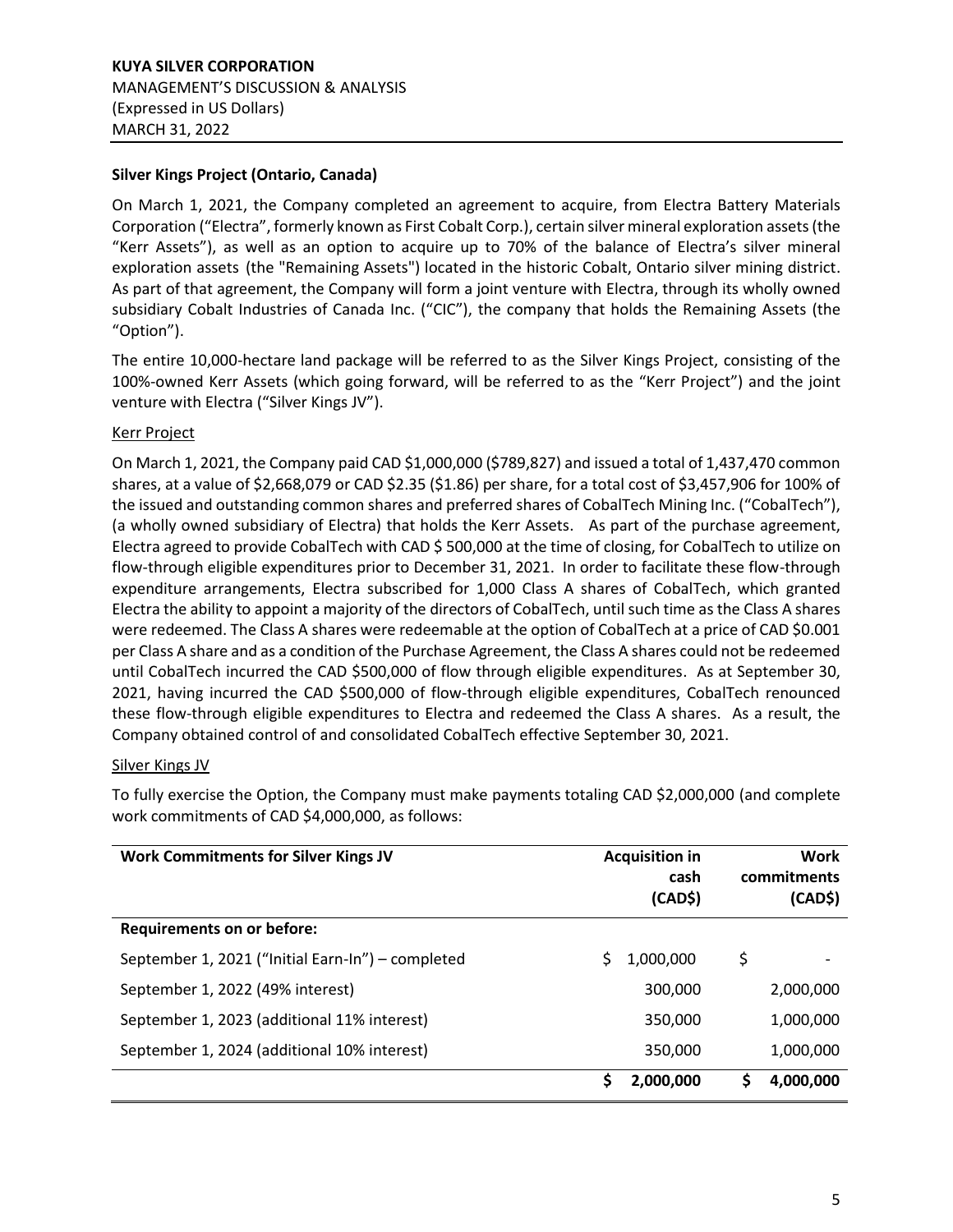**Silver Kings Project (Ontario, Canada)**

On March 1, 2021, the Company completed an agreement to acquire, from Electra Battery Materials Corporation ("Electra", formerly known as First Cobalt Corp.), certain silver mineral exploration assets (the "Kerr Assets"), as well as an option to acquire up to 70% of the balance of Electra's silver mineral exploration assets (the "Remaining Assets") located in the historic Cobalt, Ontario silver mining district. As part of that agreement, the Company will form a joint venture with Electra, through its wholly owned subsidiary Cobalt Industries of Canada Inc. ("CIC"), the company that holds the Remaining Assets (the "Option").

The entire 10,000-hectare land package will be referred to as the Silver Kings Project, consisting of the 100%-owned Kerr Assets (which going forward, will be referred to as the "Kerr Project") and the joint venture with Electra ("Silver Kings JV").

Kerr Project

On March 1, 2021, the Company paid CAD $1,000,000 ($789,827) and issued a total of 1,437,470 common shares, at a value of $2,668,079 or CAD $2.35 ($1.86) per share, for a total cost of $3,457,906 for 100% of the issued and outstanding common shares and preferred shares of CobalTech Mining Inc. ("CobalTech"), (a wholly owned subsidiary of Electra) that holds the Kerr Assets. As part of the purchase agreement, Electra agreed to provide CobalTech with CAD $ 500,000 at the time of closing, for CobalTech to utilize on flow-through eligible expenditures prior to December 31, 2021. In order to facilitate these flow-through expenditure arrangements, Electra subscribed for 1,000 Class A shares of CobalTech, which granted Electra the ability to appoint a majority of the directors of CobalTech, until such time as the Class A shares were redeemed. The Class A shares were redeemable at the option of CobalTech at a price of CAD $0.001 per Class A share and as a condition of the Purchase Agreement, the Class A shares could not be redeemed until CobalTech incurred the CAD $500,000 of flow through eligible expenditures. As at September 30, 2021, having incurred the CAD $500,000 of flow-through eligible expenditures, CobalTech renounced these flow-through eligible expenditures to Electra and redeemed the Class A shares. As a result, the Company obtained control of and consolidated CobalTech effective September 30, 2021.

Silver Kings JV

To fully exercise the Option, the Company must make payments totaling CAD $2,000,000 (and complete work commitments of CAD $4,000,000, as follows:

| Work Commitments for Silver Kings JV | Acquisition in cash (CAD$) | Work commitments (CAD$) |
|---|---|---|
| **Requirements on or before:** | | |
| September 1, 2021 ("Initial Earn-In") – completed | $ 1,000,000 | $ - |
| September 1, 2022 (49% interest) | 300,000 | 2,000,000 |
| September 1, 2023 (additional 11% interest) | 350,000 | 1,000,000 |
| September 1, 2024 (additional 10% interest) | 350,000 | 1,000,000 |
| | **$ 2,000,000** | **$ 4,000,000** |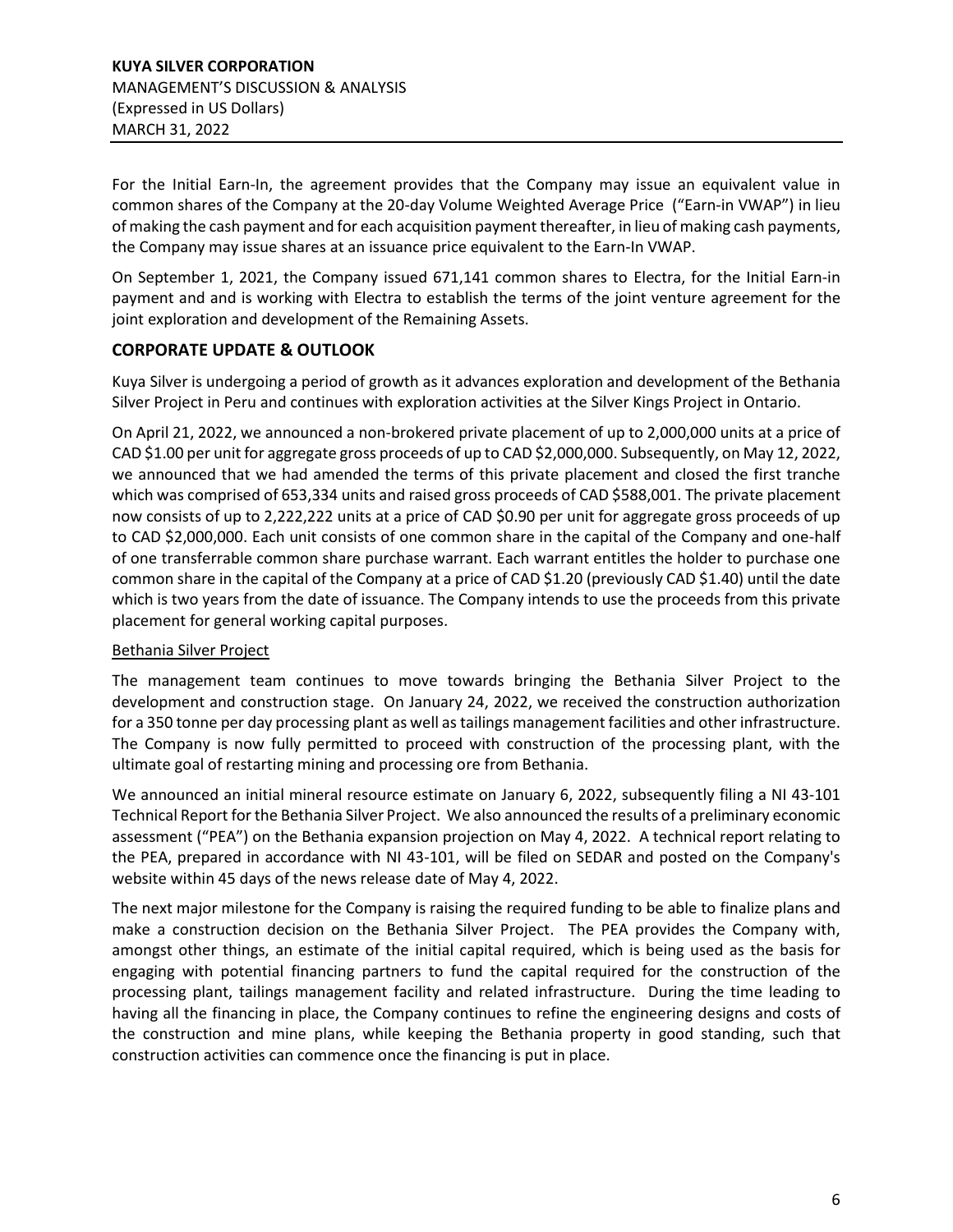For the Initial Earn-In, the agreement provides that the Company may issue an equivalent value in common shares of the Company at the 20-day Volume Weighted Average Price ("Earn-in VWAP") in lieu of making the cash payment and for each acquisition payment thereafter, in lieu of making cash payments, the Company may issue shares at an issuance price equivalent to the Earn-In VWAP.

On September 1, 2021, the Company issued 671,141 common shares to Electra, for the Initial Earn-in payment and and is working with Electra to establish the terms of the joint venture agreement for the joint exploration and development of the Remaining Assets.

## CORPORATE UPDATE & OUTLOOK

Kuya Silver is undergoing a period of growth as it advances exploration and development of the Bethania Silver Project in Peru and continues with exploration activities at the Silver Kings Project in Ontario.

On April 21, 2022, we announced a non-brokered private placement of up to 2,000,000 units at a price of CAD $1.00 per unit for aggregate gross proceeds of up to CAD $2,000,000. Subsequently, on May 12, 2022, we announced that we had amended the terms of this private placement and closed the first tranche which was comprised of 653,334 units and raised gross proceeds of CAD $588,001. The private placement now consists of up to 2,222,222 units at a price of CAD $0.90 per unit for aggregate gross proceeds of up to CAD $2,000,000. Each unit consists of one common share in the capital of the Company and one-half of one transferrable common share purchase warrant. Each warrant entitles the holder to purchase one common share in the capital of the Company at a price of CAD $1.20 (previously CAD $1.40) until the date which is two years from the date of issuance. The Company intends to use the proceeds from this private placement for general working capital purposes.

### Bethania Silver Project

The management team continues to move towards bringing the Bethania Silver Project to the development and construction stage. On January 24, 2022, we received the construction authorization for a 350 tonne per day processing plant as well as tailings management facilities and other infrastructure. The Company is now fully permitted to proceed with construction of the processing plant, with the ultimate goal of restarting mining and processing ore from Bethania.

We announced an initial mineral resource estimate on January 6, 2022, subsequently filing a NI 43-101 Technical Report for the Bethania Silver Project. We also announced the results of a preliminary economic assessment ("PEA") on the Bethania expansion projection on May 4, 2022. A technical report relating to the PEA, prepared in accordance with NI 43-101, will be filed on SEDAR and posted on the Company's website within 45 days of the news release date of May 4, 2022.

The next major milestone for the Company is raising the required funding to be able to finalize plans and make a construction decision on the Bethania Silver Project. The PEA provides the Company with, amongst other things, an estimate of the initial capital required, which is being used as the basis for engaging with potential financing partners to fund the capital required for the construction of the processing plant, tailings management facility and related infrastructure. During the time leading to having all the financing in place, the Company continues to refine the engineering designs and costs of the construction and mine plans, while keeping the Bethania property in good standing, such that construction activities can commence once the financing is put in place.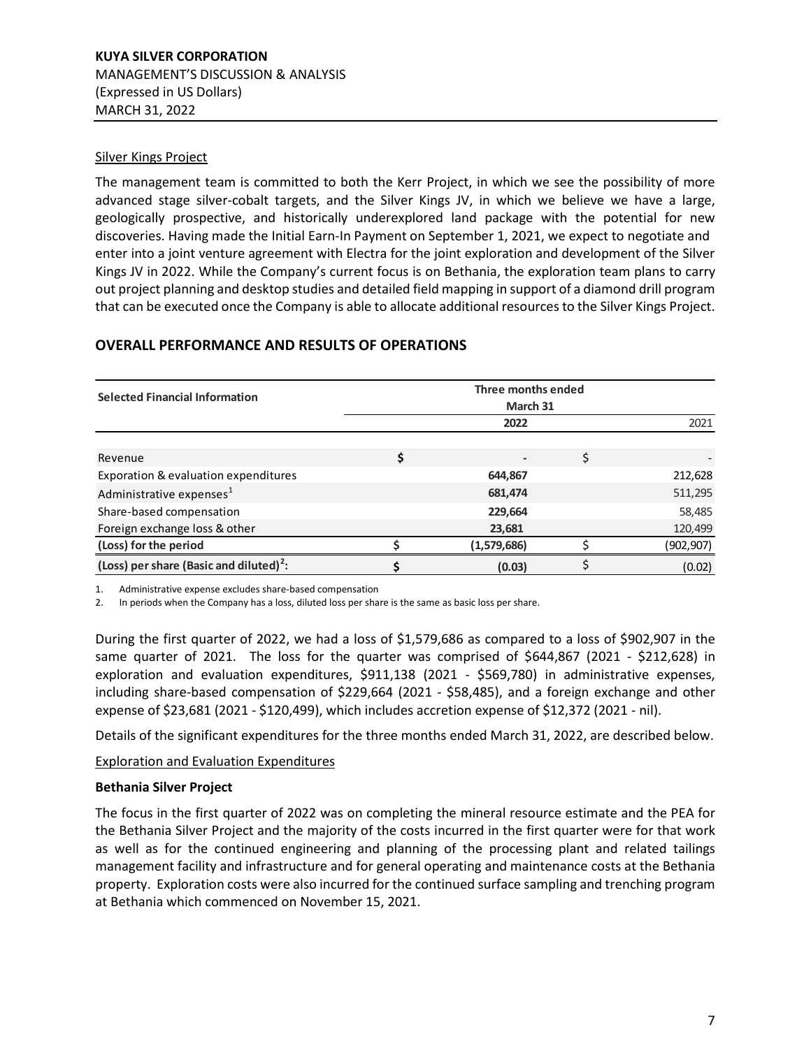Silver Kings Project

The management team is committed to both the Kerr Project, in which we see the possibility of more advanced stage silver-cobalt targets, and the Silver Kings JV, in which we believe we have a large, geologically prospective, and historically underexplored land package with the potential for new discoveries. Having made the Initial Earn-In Payment on September 1, 2021, we expect to negotiate and enter into a joint venture agreement with Electra for the joint exploration and development of the Silver Kings JV in 2022. While the Company's current focus is on Bethania, the exploration team plans to carry out project planning and desktop studies and detailed field mapping in support of a diamond drill program that can be executed once the Company is able to allocate additional resources to the Silver Kings Project.

## OVERALL PERFORMANCE AND RESULTS OF OPERATIONS

| Selected Financial Information | Three months ended March 31 | |
|---|---|---|
| | **2022** | 2021 |
| Revenue | $ - | $ - |
| Exporation & evaluation expenditures | **644,867** | 212,628 |
| Administrative expenses[1] | **681,474** | 511,295 |
| Share-based compensation | **229,664** | 58,485 |
| Foreign exchange loss & other | **23,681** | 120,499 |
| **(Loss) for the period** | **$ (1,579,686)** | $ (902,907) |
| **(Loss) per share (Basic and diluted)[2]:** | **$ (0.03)** | $ (0.02) |

1. Administrative expense excludes share-based compensation
2. In periods when the Company has a loss, diluted loss per share is the same as basic loss per share.

During the first quarter of 2022, we had a loss of $1,579,686 as compared to a loss of $902,907 in the same quarter of 2021. The loss for the quarter was comprised of $644,867 (2021 - $212,628) in exploration and evaluation expenditures, $911,138 (2021 - $569,780) in administrative expenses, including share-based compensation of $229,664 (2021 - $58,485), and a foreign exchange and other expense of $23,681 (2021 - $120,499), which includes accretion expense of $12,372 (2021 - nil).

Details of the significant expenditures for the three months ended March 31, 2022, are described below.

Exploration and Evaluation Expenditures

**Bethania Silver Project**

The focus in the first quarter of 2022 was on completing the mineral resource estimate and the PEA for the Bethania Silver Project and the majority of the costs incurred in the first quarter were for that work as well as for the continued engineering and planning of the processing plant and related tailings management facility and infrastructure and for general operating and maintenance costs at the Bethania property. Exploration costs were also incurred for the continued surface sampling and trenching program at Bethania which commenced on November 15, 2021.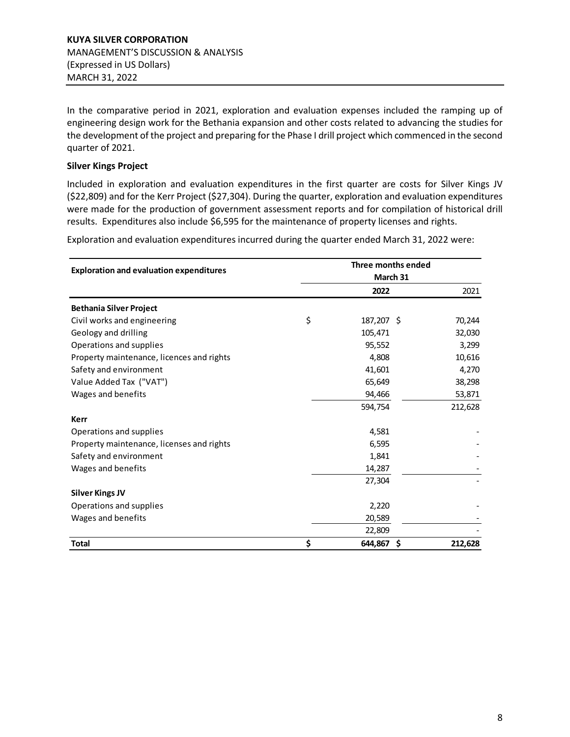In the comparative period in 2021, exploration and evaluation expenses included the ramping up of engineering design work for the Bethania expansion and other costs related to advancing the studies for the development of the project and preparing for the Phase I drill project which commenced in the second quarter of 2021.

**Silver Kings Project**

Included in exploration and evaluation expenditures in the first quarter are costs for Silver Kings JV ($22,809) and for the Kerr Project ($27,304). During the quarter, exploration and evaluation expenditures were made for the production of government assessment reports and for compilation of historical drill results. Expenditures also include $6,595 for the maintenance of property licenses and rights.

Exploration and evaluation expenditures incurred during the quarter ended March 31, 2022 were:

| Exploration and evaluation expenditures | Three months ended March 31 | |
|---|---|---|
| | **2022** | 2021 |
| **Bethania Silver Project** | | |
| Civil works and engineering | $ 187,207 | $ 70,244 |
| Geology and drilling | 105,471 | 32,030 |
| Operations and supplies | 95,552 | 3,299 |
| Property maintenance, licences and rights | 4,808 | 10,616 |
| Safety and environment | 41,601 | 4,270 |
| Value Added Tax ("VAT") | 65,649 | 38,298 |
| Wages and benefits | 94,466 | 53,871 |
| | 594,754 | 212,628 |
| **Kerr** | | |
| Operations and supplies | 4,581 | - |
| Property maintenance, licenses and rights | 6,595 | - |
| Safety and environment | 1,841 | - |
| Wages and benefits | 14,287 | - |
| | 27,304 | - |
| **Silver Kings JV** | | |
| Operations and supplies | 2,220 | - |
| Wages and benefits | 20,589 | - |
| | 22,809 | - |
| **Total** | **$ 644,867** | **$ 212,628** |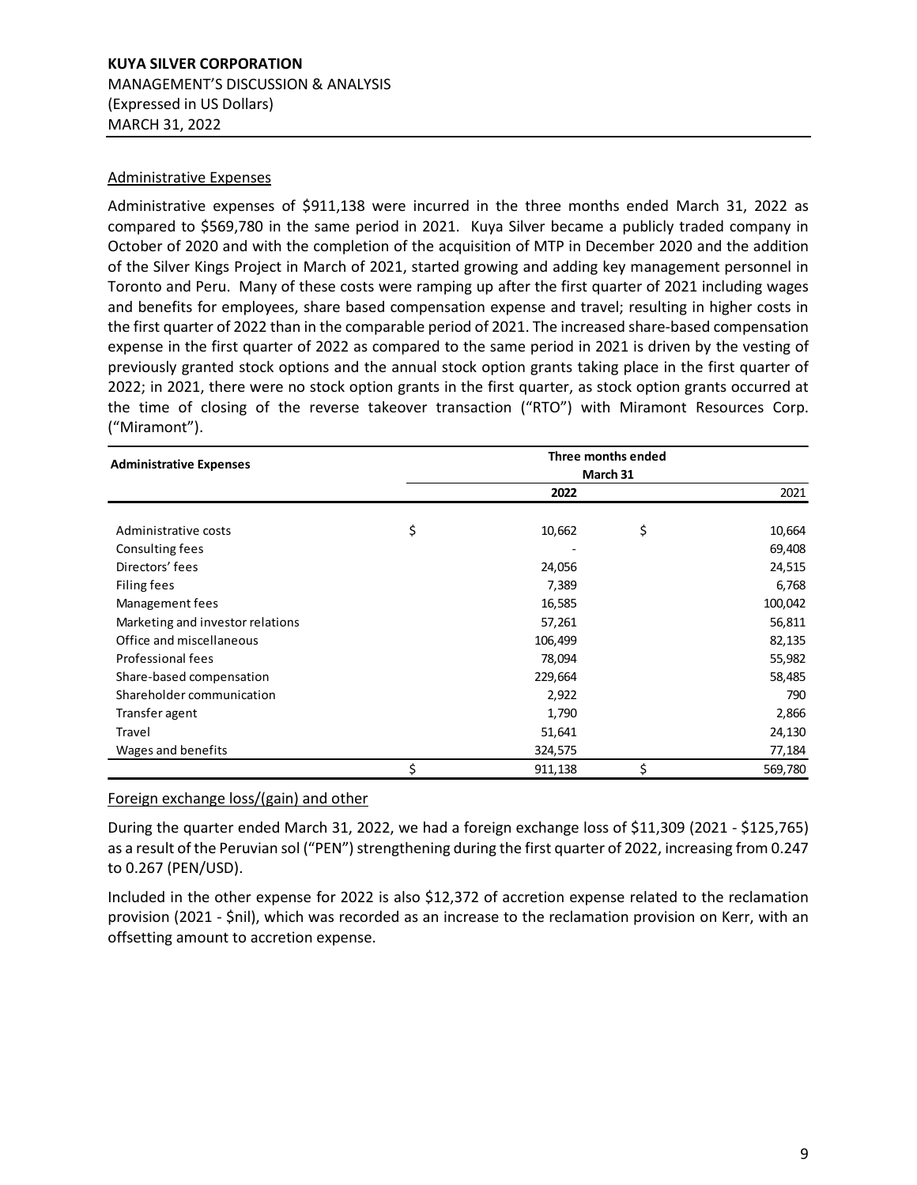### Administrative Expenses

Administrative expenses of $911,138 were incurred in the three months ended March 31, 2022 as compared to $569,780 in the same period in 2021. Kuya Silver became a publicly traded company in October of 2020 and with the completion of the acquisition of MTP in December 2020 and the addition of the Silver Kings Project in March of 2021, started growing and adding key management personnel in Toronto and Peru. Many of these costs were ramping up after the first quarter of 2021 including wages and benefits for employees, share based compensation expense and travel; resulting in higher costs in the first quarter of 2022 than in the comparable period of 2021. The increased share-based compensation expense in the first quarter of 2022 as compared to the same period in 2021 is driven by the vesting of previously granted stock options and the annual stock option grants taking place in the first quarter of 2022; in 2021, there were no stock option grants in the first quarter, as stock option grants occurred at the time of closing of the reverse takeover transaction ("RTO") with Miramont Resources Corp. ("Miramont").

| **Administrative Expenses** | **Three months ended March 31** | |
|---|---|---|
| | **2022** | 2021 |
| Administrative costs | $ 10,662 | $ 10,664 |
| Consulting fees | - | 69,408 |
| Directors' fees | 24,056 | 24,515 |
| Filing fees | 7,389 | 6,768 |
| Management fees | 16,585 | 100,042 |
| Marketing and investor relations | 57,261 | 56,811 |
| Office and miscellaneous | 106,499 | 82,135 |
| Professional fees | 78,094 | 55,982 |
| Share-based compensation | 229,664 | 58,485 |
| Shareholder communication | 2,922 | 790 |
| Transfer agent | 1,790 | 2,866 |
| Travel | 51,641 | 24,130 |
| Wages and benefits | 324,575 | 77,184 |
| | $ 911,138 | $ 569,780 |

### Foreign exchange loss/(gain) and other

During the quarter ended March 31, 2022, we had a foreign exchange loss of $11,309 (2021 - $125,765) as a result of the Peruvian sol ("PEN") strengthening during the first quarter of 2022, increasing from 0.247 to 0.267 (PEN/USD).

Included in the other expense for 2022 is also $12,372 of accretion expense related to the reclamation provision (2021 - $nil), which was recorded as an increase to the reclamation provision on Kerr, with an offsetting amount to accretion expense.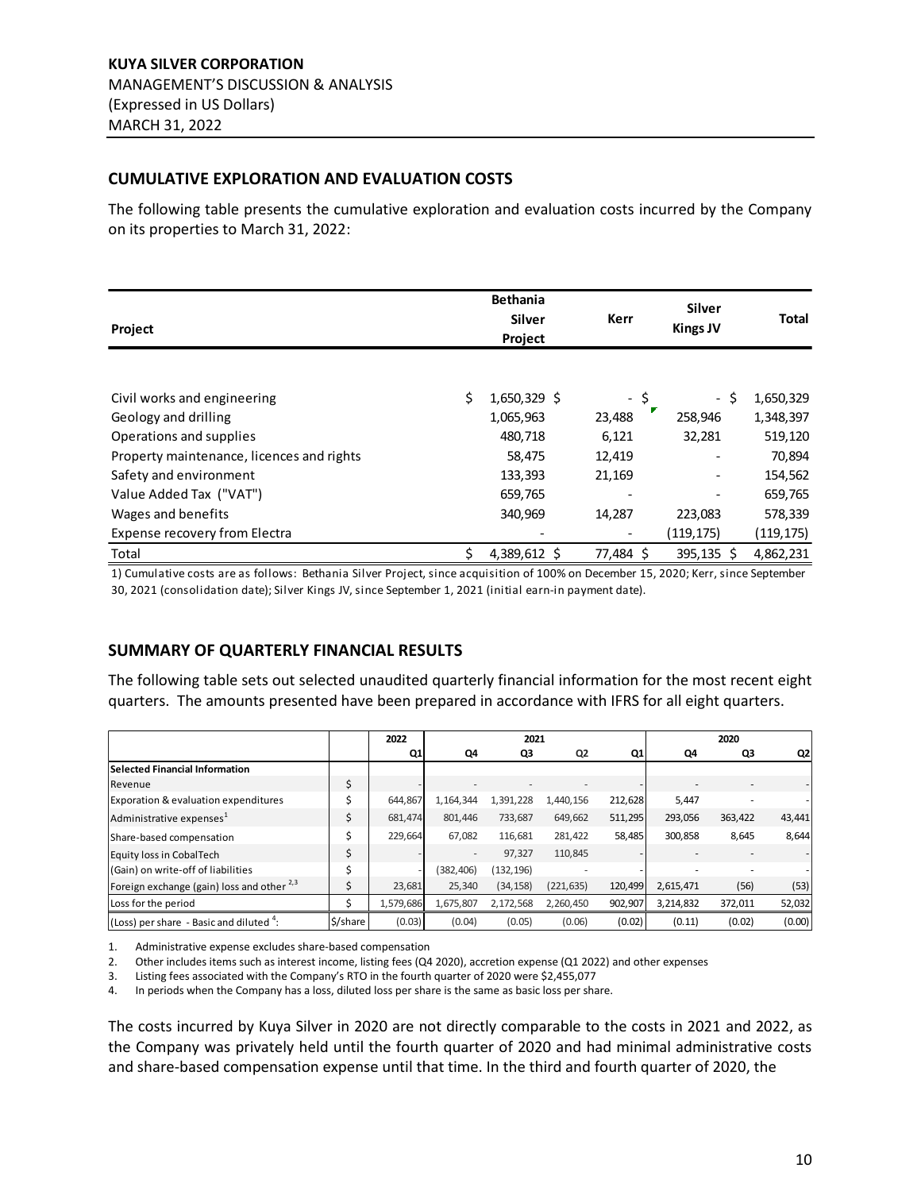## CUMULATIVE EXPLORATION AND EVALUATION COSTS

The following table presents the cumulative exploration and evaluation costs incurred by the Company on its properties to March 31, 2022:

| Project | Bethania Silver Project | Kerr | Silver Kings JV | Total |
|---|---|---|---|---|
| Civil works and engineering | $ 1,650,329 | $ - | $ - | $ 1,650,329 |
| Geology and drilling | 1,065,963 | 23,488 | 258,946 | 1,348,397 |
| Operations and supplies | 480,718 | 6,121 | 32,281 | 519,120 |
| Property maintenance, licences and rights | 58,475 | 12,419 | - | 70,894 |
| Safety and environment | 133,393 | 21,169 | - | 154,562 |
| Value Added Tax ("VAT") | 659,765 | - | - | 659,765 |
| Wages and benefits | 340,969 | 14,287 | 223,083 | 578,339 |
| Expense recovery from Electra | - | - | (119,175) | (119,175) |
| Total | $ 4,389,612 | $ 77,484 | $ 395,135 | $ 4,862,231 |

1) Cumulative costs are as follows: Bethania Silver Project, since acquisition of 100% on December 15, 2020; Kerr, since September 30, 2021 (consolidation date); Silver Kings JV, since September 1, 2021 (initial earn-in payment date).

## SUMMARY OF QUARTERLY FINANCIAL RESULTS

The following table sets out selected unaudited quarterly financial information for the most recent eight quarters. The amounts presented have been prepared in accordance with IFRS for all eight quarters.

| | | 2022 | 2021 | | | | 2020 | | |
|---|---|---|---|---|---|---|---|---|---|
| | | Q1 | Q4 | Q3 | Q2 | Q1 | Q4 | Q3 | Q2 |
| **Selected Financial Information** | | | | | | | | | |
| Revenue | $ | - | - | - | - | - | - | - | - |
| Exporation & evaluation expenditures | $ | 644,867 | 1,164,344 | 1,391,228 | 1,440,156 | 212,628 | 5,447 | - | - |
| Administrative expenses[1] | $ | 681,474 | 801,446 | 733,687 | 649,662 | 511,295 | 293,056 | 363,422 | 43,441 |
| Share-based compensation | $ | 229,664 | 67,082 | 116,681 | 281,422 | 58,485 | 300,858 | 8,645 | 8,644 |
| Equity loss in CobalTech | $ | - | - | 97,327 | 110,845 | - | - | - | - |
| (Gain) on write-off of liabilities | $ | - | (382,406) | (132,196) | - | - | - | - | - |
| Foreign exchange (gain) loss and other [2,3] | $ | 23,681 | 25,340 | (34,158) | (221,635) | 120,499 | 2,615,471 | (56) | (53) |
| Loss for the period | $ | 1,579,686 | 1,675,807 | 2,172,568 | 2,260,450 | 902,907 | 3,214,832 | 372,011 | 52,032 |
| (Loss) per share - Basic and diluted [4]: | $/share | (0.03) | (0.04) | (0.05) | (0.06) | (0.02) | (0.11) | (0.02) | (0.00) |

1. Administrative expense excludes share-based compensation
2. Other includes items such as interest income, listing fees (Q4 2020), accretion expense (Q1 2022) and other expenses
3. Listing fees associated with the Company's RTO in the fourth quarter of 2020 were $2,455,077
4. In periods when the Company has a loss, diluted loss per share is the same as basic loss per share.

The costs incurred by Kuya Silver in 2020 are not directly comparable to the costs in 2021 and 2022, as the Company was privately held until the fourth quarter of 2020 and had minimal administrative costs and share-based compensation expense until that time. In the third and fourth quarter of 2020, the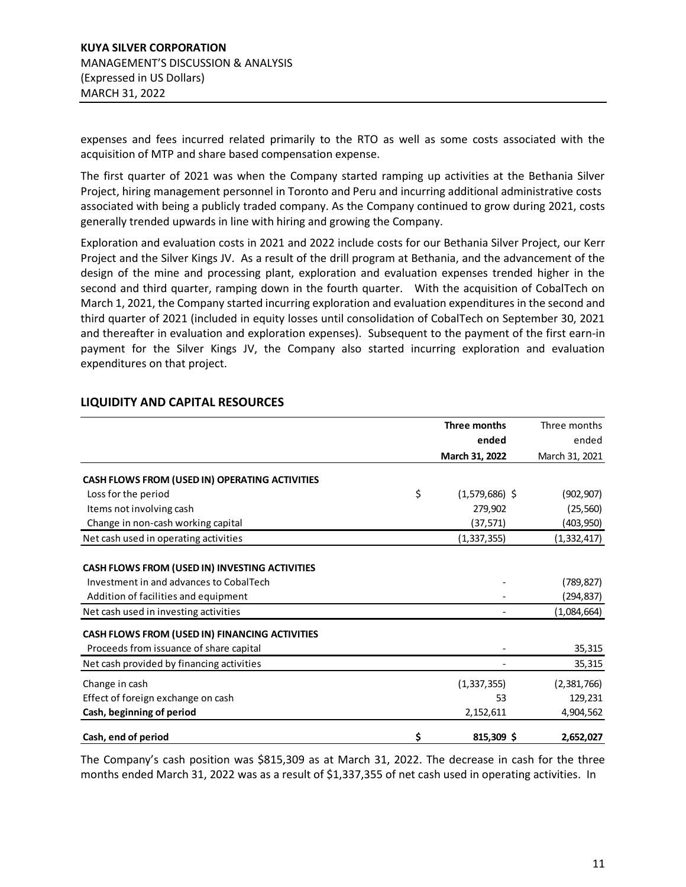expenses and fees incurred related primarily to the RTO as well as some costs associated with the acquisition of MTP and share based compensation expense.

The first quarter of 2021 was when the Company started ramping up activities at the Bethania Silver Project, hiring management personnel in Toronto and Peru and incurring additional administrative costs associated with being a publicly traded company. As the Company continued to grow during 2021, costs generally trended upwards in line with hiring and growing the Company.

Exploration and evaluation costs in 2021 and 2022 include costs for our Bethania Silver Project, our Kerr Project and the Silver Kings JV. As a result of the drill program at Bethania, and the advancement of the design of the mine and processing plant, exploration and evaluation expenses trended higher in the second and third quarter, ramping down in the fourth quarter. With the acquisition of CobalTech on March 1, 2021, the Company started incurring exploration and evaluation expenditures in the second and third quarter of 2021 (included in equity losses until consolidation of CobalTech on September 30, 2021 and thereafter in evaluation and exploration expenses). Subsequent to the payment of the first earn-in payment for the Silver Kings JV, the Company also started incurring exploration and evaluation expenditures on that project.

## LIQUIDITY AND CAPITAL RESOURCES

| | **Three months ended March 31, 2022** | Three months ended March 31, 2021 |
|---|---|---|
| **CASH FLOWS FROM (USED IN) OPERATING ACTIVITIES** | | |
| Loss for the period | $ (1,579,686) | $ (902,907) |
| Items not involving cash | 279,902 | (25,560) |
| Change in non-cash working capital | (37,571) | (403,950) |
| Net cash used in operating activities | (1,337,355) | (1,332,417) |
| **CASH FLOWS FROM (USED IN) INVESTING ACTIVITIES** | | |
| Investment in and advances to CobalTech | - | (789,827) |
| Addition of facilities and equipment | - | (294,837) |
| Net cash used in investing activities | - | (1,084,664) |
| **CASH FLOWS FROM (USED IN) FINANCING ACTIVITIES** | | |
| Proceeds from issuance of share capital | - | 35,315 |
| Net cash provided by financing activities | - | 35,315 |
| Change in cash | (1,337,355) | (2,381,766) |
| Effect of foreign exchange on cash | 53 | 129,231 |
| **Cash, beginning of period** | 2,152,611 | 4,904,562 |
| **Cash, end of period** | **$ 815,309** | **$ 2,652,027** |

The Company's cash position was $815,309 as at March 31, 2022. The decrease in cash for the three months ended March 31, 2022 was as a result of $1,337,355 of net cash used in operating activities. In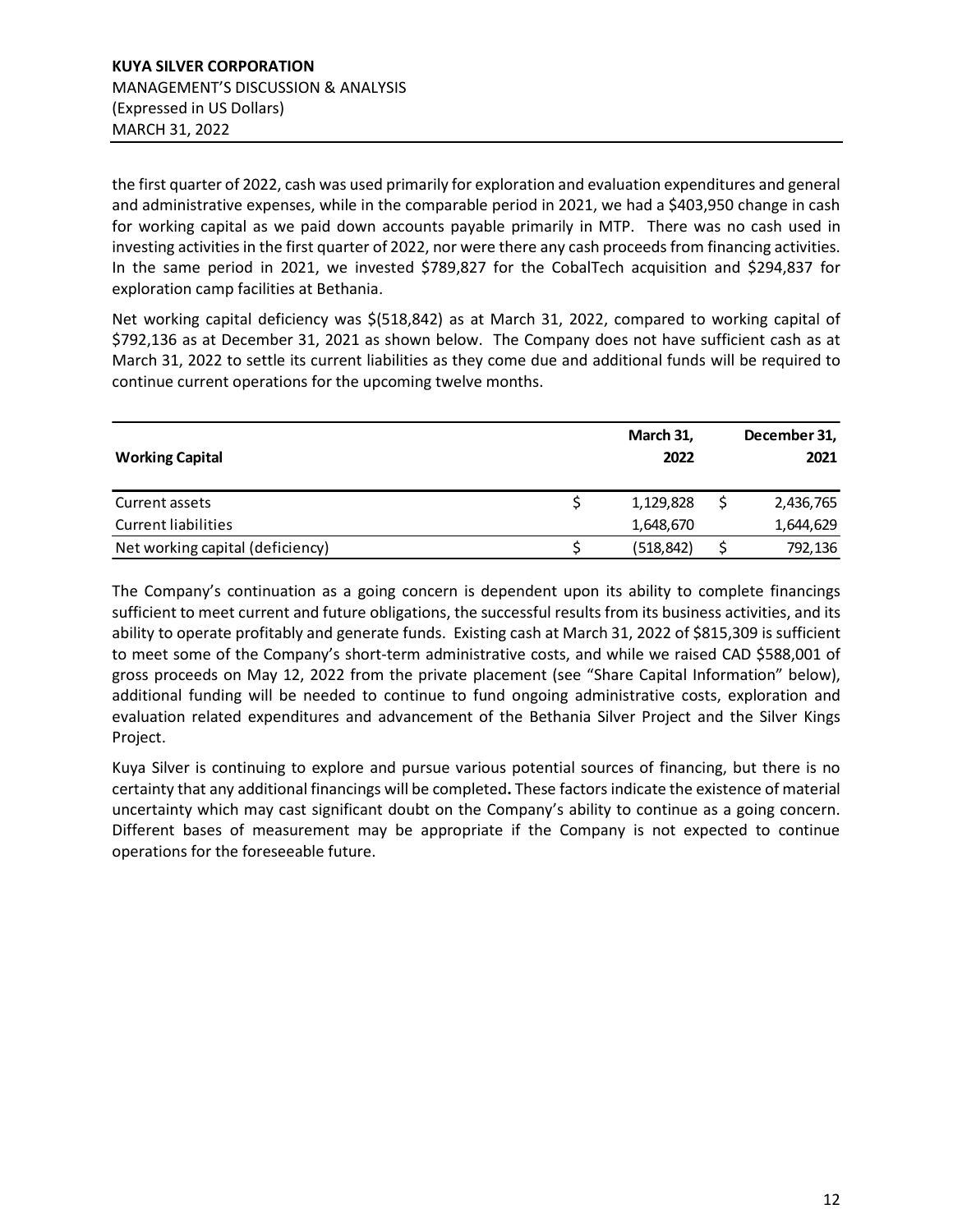the first quarter of 2022, cash was used primarily for exploration and evaluation expenditures and general and administrative expenses, while in the comparable period in 2021, we had a $403,950 change in cash for working capital as we paid down accounts payable primarily in MTP. There was no cash used in investing activities in the first quarter of 2022, nor were there any cash proceeds from financing activities. In the same period in 2021, we invested $789,827 for the CobalTech acquisition and $294,837 for exploration camp facilities at Bethania.

Net working capital deficiency was $(518,842) as at March 31, 2022, compared to working capital of $792,136 as at December 31, 2021 as shown below. The Company does not have sufficient cash as at March 31, 2022 to settle its current liabilities as they come due and additional funds will be required to continue current operations for the upcoming twelve months.

| **Working Capital** | **March 31, 2022** | **December 31, 2021** |
|---|---|---|
| Current assets | $ 1,129,828 | $ 2,436,765 |
| Current liabilities | 1,648,670 | 1,644,629 |
| Net working capital (deficiency) | $ (518,842) | $ 792,136 |

The Company's continuation as a going concern is dependent upon its ability to complete financings sufficient to meet current and future obligations, the successful results from its business activities, and its ability to operate profitably and generate funds. Existing cash at March 31, 2022 of $815,309 is sufficient to meet some of the Company's short-term administrative costs, and while we raised CAD $588,001 of gross proceeds on May 12, 2022 from the private placement (see "Share Capital Information" below), additional funding will be needed to continue to fund ongoing administrative costs, exploration and evaluation related expenditures and advancement of the Bethania Silver Project and the Silver Kings Project.

Kuya Silver is continuing to explore and pursue various potential sources of financing, but there is no certainty that any additional financings will be completed. These factors indicate the existence of material uncertainty which may cast significant doubt on the Company's ability to continue as a going concern. Different bases of measurement may be appropriate if the Company is not expected to continue operations for the foreseeable future.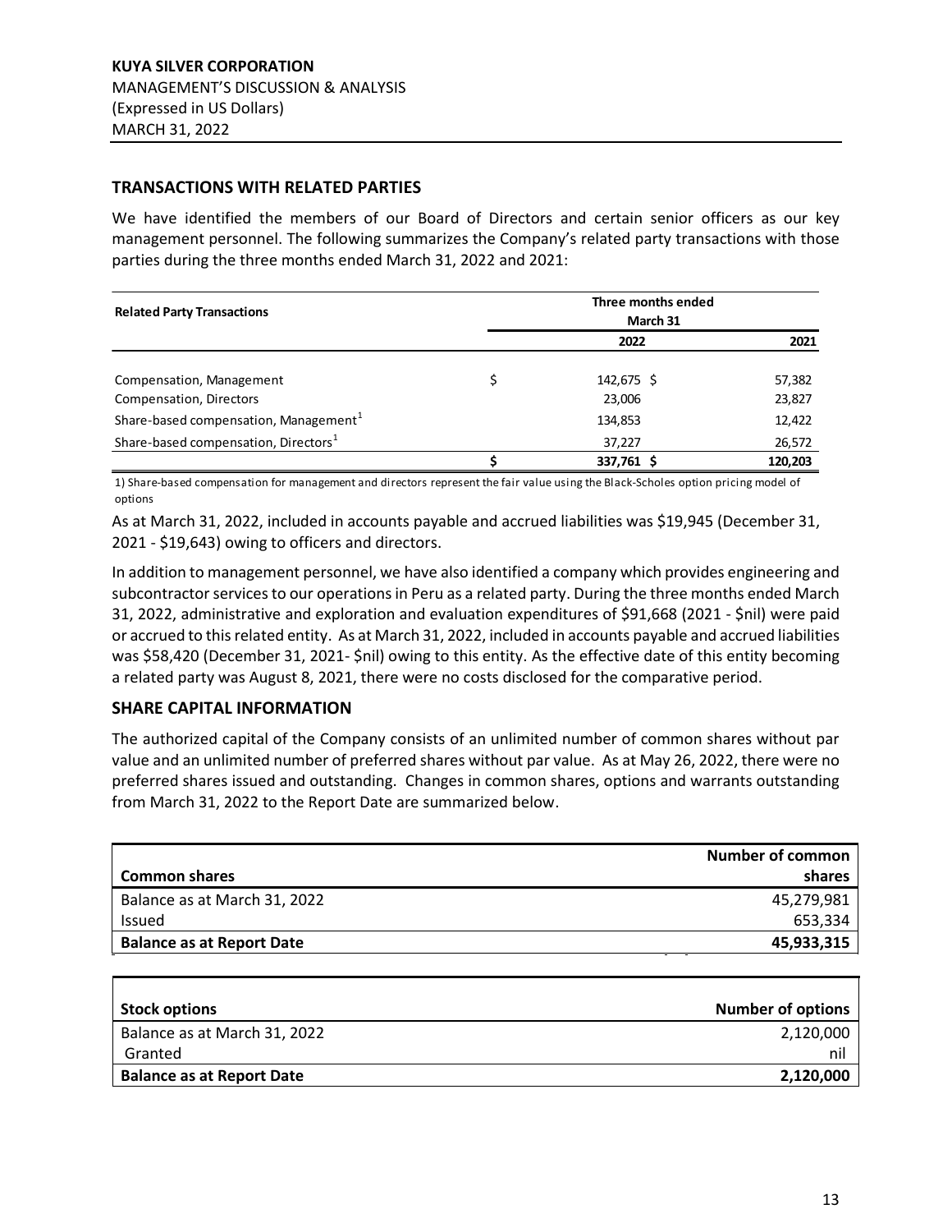## TRANSACTIONS WITH RELATED PARTIES

We have identified the members of our Board of Directors and certain senior officers as our key management personnel. The following summarizes the Company's related party transactions with those parties during the three months ended March 31, 2022 and 2021:

| Related Party Transactions | Three months ended March 31 | |
|---|---|---|
| | 2022 | 2021 |
| Compensation, Management | $ 142,675 | $ 57,382 |
| Compensation, Directors | 23,006 | 23,827 |
| Share-based compensation, Management[1] | 134,853 | 12,422 |
| Share-based compensation, Directors[1] | 37,227 | 26,572 |
| | **$ 337,761** | **$ 120,203** |

1) Share-based compensation for management and directors represent the fair value using the Black-Scholes option pricing model of options

As at March 31, 2022, included in accounts payable and accrued liabilities was $19,945 (December 31, 2021 - $19,643) owing to officers and directors.

In addition to management personnel, we have also identified a company which provides engineering and subcontractor services to our operations in Peru as a related party. During the three months ended March 31, 2022, administrative and exploration and evaluation expenditures of $91,668 (2021 - $nil) were paid or accrued to this related entity. As at March 31, 2022, included in accounts payable and accrued liabilities was $58,420 (December 31, 2021- $nil) owing to this entity. As the effective date of this entity becoming a related party was August 8, 2021, there were no costs disclosed for the comparative period.

## SHARE CAPITAL INFORMATION

The authorized capital of the Company consists of an unlimited number of common shares without par value and an unlimited number of preferred shares without par value. As at May 26, 2022, there were no preferred shares issued and outstanding. Changes in common shares, options and warrants outstanding from March 31, 2022 to the Report Date are summarized below.

| Common shares | Number of common shares |
|---|---|
| Balance as at March 31, 2022 | 45,279,981 |
| Issued | 653,334 |
| **Balance as at Report Date** | **45,933,315** |

| Stock options | Number of options |
|---|---|
| Balance as at March 31, 2022 | 2,120,000 |
| Granted | nil |
| **Balance as at Report Date** | **2,120,000** |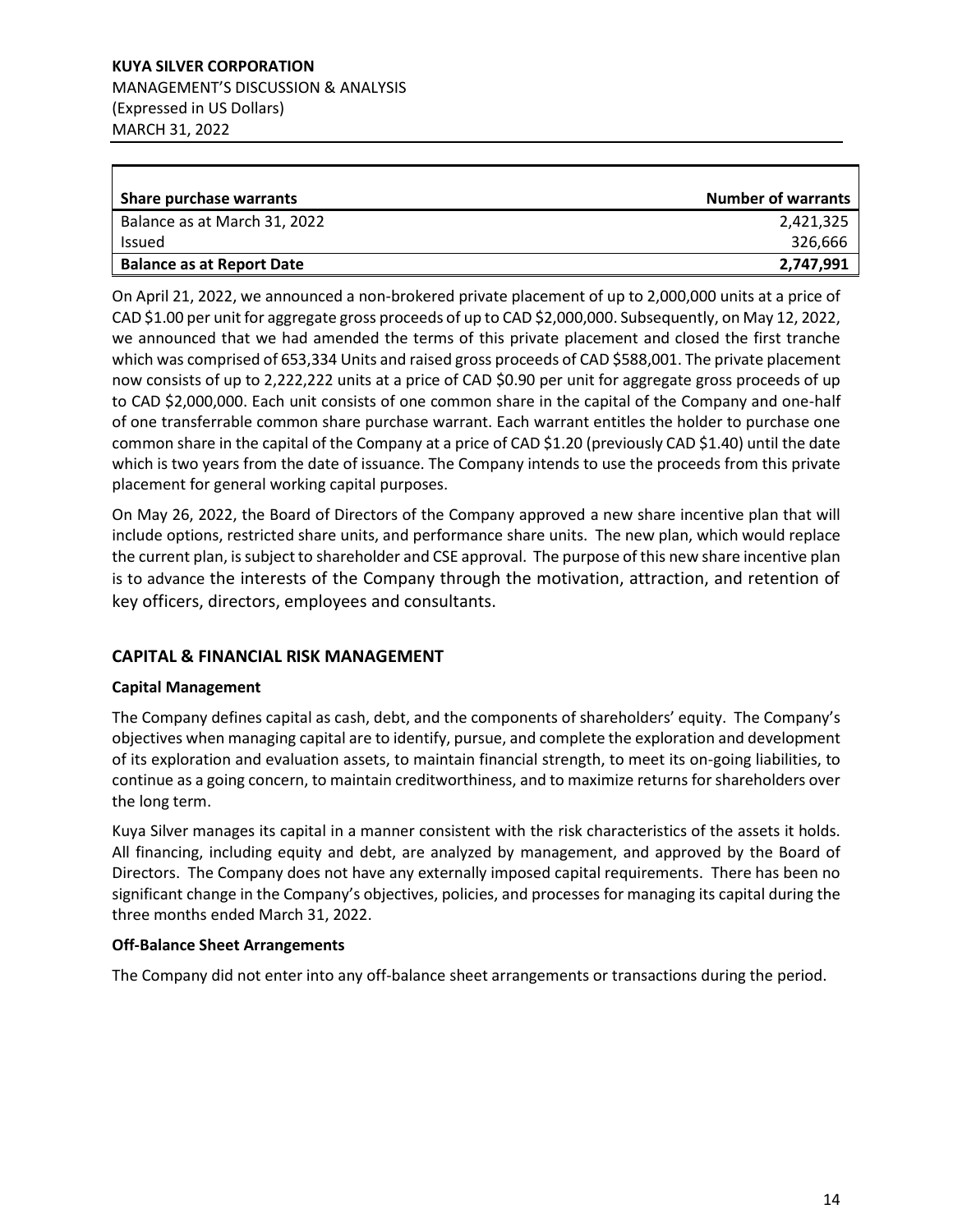| Share purchase warrants | Number of warrants |
| --- | --- |
| Balance as at March 31, 2022 | 2,421,325 |
| Issued | 326,666 |
| **Balance as at Report Date** | **2,747,991** |

On April 21, 2022, we announced a non-brokered private placement of up to 2,000,000 units at a price of CAD $1.00 per unit for aggregate gross proceeds of up to CAD $2,000,000. Subsequently, on May 12, 2022, we announced that we had amended the terms of this private placement and closed the first tranche which was comprised of 653,334 Units and raised gross proceeds of CAD $588,001. The private placement now consists of up to 2,222,222 units at a price of CAD $0.90 per unit for aggregate gross proceeds of up to CAD $2,000,000. Each unit consists of one common share in the capital of the Company and one-half of one transferrable common share purchase warrant. Each warrant entitles the holder to purchase one common share in the capital of the Company at a price of CAD $1.20 (previously CAD $1.40) until the date which is two years from the date of issuance. The Company intends to use the proceeds from this private placement for general working capital purposes.

On May 26, 2022, the Board of Directors of the Company approved a new share incentive plan that will include options, restricted share units, and performance share units. The new plan, which would replace the current plan, is subject to shareholder and CSE approval. The purpose of this new share incentive plan is to advance the interests of the Company through the motivation, attraction, and retention of key officers, directors, employees and consultants.

## CAPITAL & FINANCIAL RISK MANAGEMENT

### Capital Management

The Company defines capital as cash, debt, and the components of shareholders' equity. The Company's objectives when managing capital are to identify, pursue, and complete the exploration and development of its exploration and evaluation assets, to maintain financial strength, to meet its on-going liabilities, to continue as a going concern, to maintain creditworthiness, and to maximize returns for shareholders over the long term.

Kuya Silver manages its capital in a manner consistent with the risk characteristics of the assets it holds. All financing, including equity and debt, are analyzed by management, and approved by the Board of Directors. The Company does not have any externally imposed capital requirements. There has been no significant change in the Company's objectives, policies, and processes for managing its capital during the three months ended March 31, 2022.

### Off-Balance Sheet Arrangements

The Company did not enter into any off-balance sheet arrangements or transactions during the period.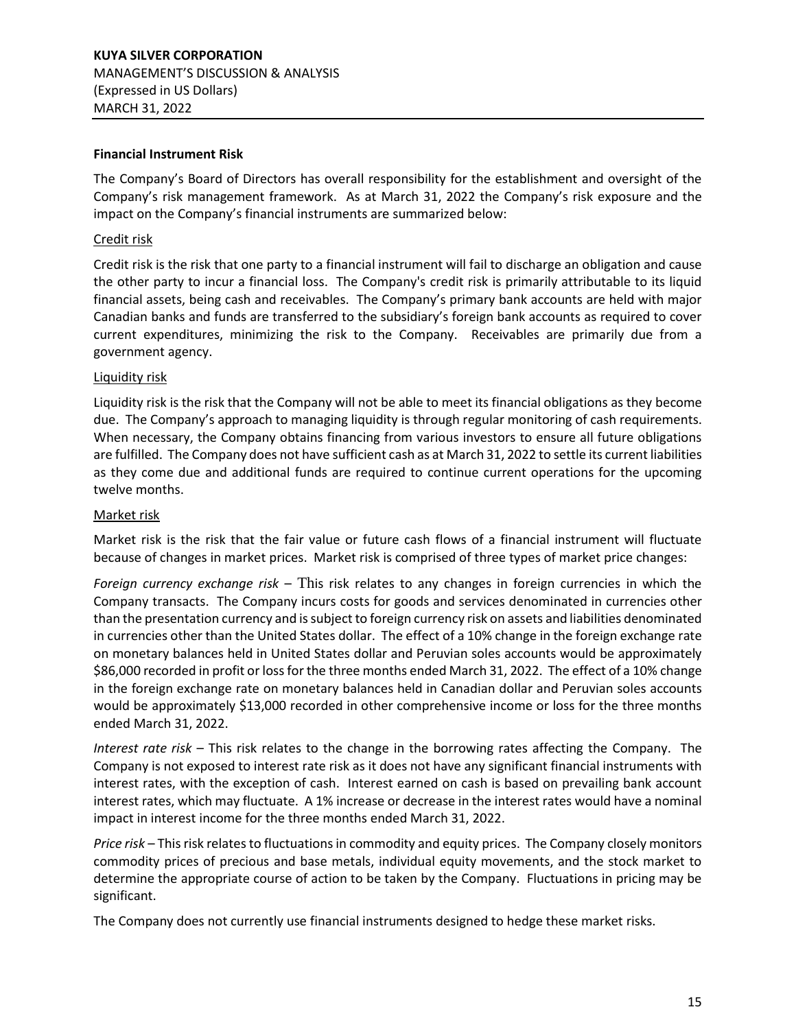### Financial Instrument Risk

The Company's Board of Directors has overall responsibility for the establishment and oversight of the Company's risk management framework. As at March 31, 2022 the Company's risk exposure and the impact on the Company's financial instruments are summarized below:

#### Credit risk

Credit risk is the risk that one party to a financial instrument will fail to discharge an obligation and cause the other party to incur a financial loss. The Company's credit risk is primarily attributable to its liquid financial assets, being cash and receivables. The Company's primary bank accounts are held with major Canadian banks and funds are transferred to the subsidiary's foreign bank accounts as required to cover current expenditures, minimizing the risk to the Company. Receivables are primarily due from a government agency.

#### Liquidity risk

Liquidity risk is the risk that the Company will not be able to meet its financial obligations as they become due. The Company's approach to managing liquidity is through regular monitoring of cash requirements. When necessary, the Company obtains financing from various investors to ensure all future obligations are fulfilled. The Company does not have sufficient cash as at March 31, 2022 to settle its current liabilities as they come due and additional funds are required to continue current operations for the upcoming twelve months.

#### Market risk

Market risk is the risk that the fair value or future cash flows of a financial instrument will fluctuate because of changes in market prices. Market risk is comprised of three types of market price changes:

*Foreign currency exchange risk* – This risk relates to any changes in foreign currencies in which the Company transacts. The Company incurs costs for goods and services denominated in currencies other than the presentation currency and is subject to foreign currency risk on assets and liabilities denominated in currencies other than the United States dollar. The effect of a 10% change in the foreign exchange rate on monetary balances held in United States dollar and Peruvian soles accounts would be approximately $86,000 recorded in profit or loss for the three months ended March 31, 2022. The effect of a 10% change in the foreign exchange rate on monetary balances held in Canadian dollar and Peruvian soles accounts would be approximately $13,000 recorded in other comprehensive income or loss for the three months ended March 31, 2022.

*Interest rate risk* – This risk relates to the change in the borrowing rates affecting the Company. The Company is not exposed to interest rate risk as it does not have any significant financial instruments with interest rates, with the exception of cash. Interest earned on cash is based on prevailing bank account interest rates, which may fluctuate. A 1% increase or decrease in the interest rates would have a nominal impact in interest income for the three months ended March 31, 2022.

*Price risk* – This risk relates to fluctuations in commodity and equity prices. The Company closely monitors commodity prices of precious and base metals, individual equity movements, and the stock market to determine the appropriate course of action to be taken by the Company. Fluctuations in pricing may be significant.

The Company does not currently use financial instruments designed to hedge these market risks.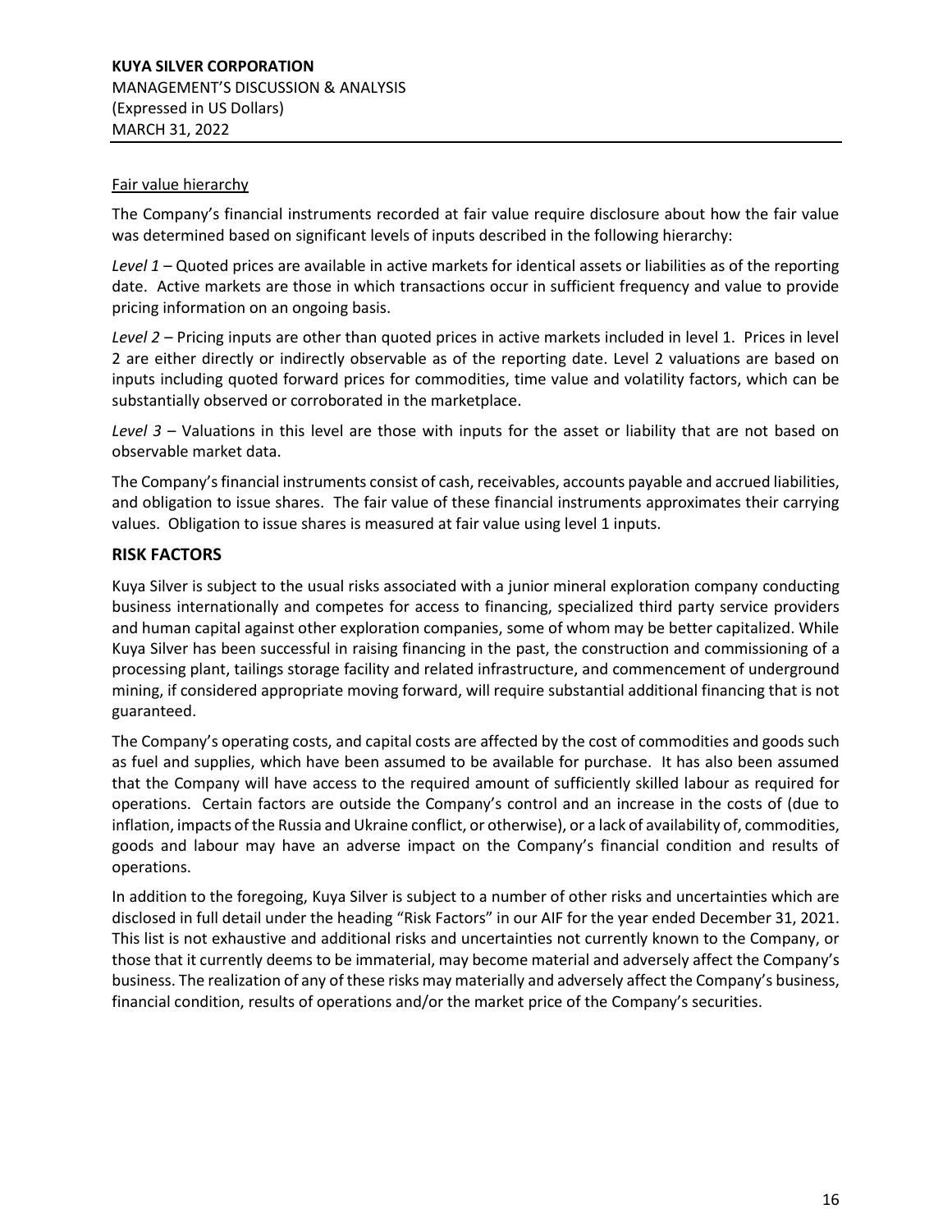Fair value hierarchy

The Company's financial instruments recorded at fair value require disclosure about how the fair value was determined based on significant levels of inputs described in the following hierarchy:

*Level 1* – Quoted prices are available in active markets for identical assets or liabilities as of the reporting date. Active markets are those in which transactions occur in sufficient frequency and value to provide pricing information on an ongoing basis.

*Level 2* – Pricing inputs are other than quoted prices in active markets included in level 1. Prices in level 2 are either directly or indirectly observable as of the reporting date. Level 2 valuations are based on inputs including quoted forward prices for commodities, time value and volatility factors, which can be substantially observed or corroborated in the marketplace.

*Level 3* – Valuations in this level are those with inputs for the asset or liability that are not based on observable market data.

The Company's financial instruments consist of cash, receivables, accounts payable and accrued liabilities, and obligation to issue shares. The fair value of these financial instruments approximates their carrying values. Obligation to issue shares is measured at fair value using level 1 inputs.

## RISK FACTORS

Kuya Silver is subject to the usual risks associated with a junior mineral exploration company conducting business internationally and competes for access to financing, specialized third party service providers and human capital against other exploration companies, some of whom may be better capitalized. While Kuya Silver has been successful in raising financing in the past, the construction and commissioning of a processing plant, tailings storage facility and related infrastructure, and commencement of underground mining, if considered appropriate moving forward, will require substantial additional financing that is not guaranteed.

The Company's operating costs, and capital costs are affected by the cost of commodities and goods such as fuel and supplies, which have been assumed to be available for purchase. It has also been assumed that the Company will have access to the required amount of sufficiently skilled labour as required for operations. Certain factors are outside the Company's control and an increase in the costs of (due to inflation, impacts of the Russia and Ukraine conflict, or otherwise), or a lack of availability of, commodities, goods and labour may have an adverse impact on the Company's financial condition and results of operations.

In addition to the foregoing, Kuya Silver is subject to a number of other risks and uncertainties which are disclosed in full detail under the heading "Risk Factors" in our AIF for the year ended December 31, 2021. This list is not exhaustive and additional risks and uncertainties not currently known to the Company, or those that it currently deems to be immaterial, may become material and adversely affect the Company's business. The realization of any of these risks may materially and adversely affect the Company's business, financial condition, results of operations and/or the market price of the Company's securities.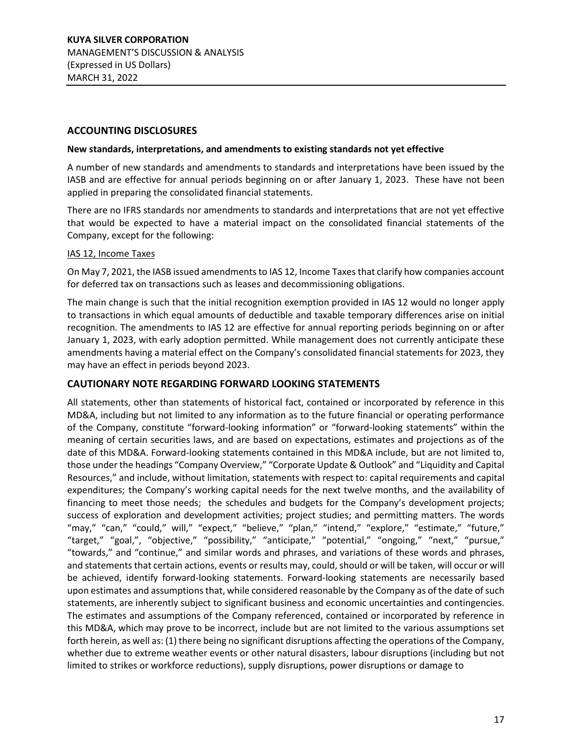## ACCOUNTING DISCLOSURES

**New standards, interpretations, and amendments to existing standards not yet effective**

A number of new standards and amendments to standards and interpretations have been issued by the IASB and are effective for annual periods beginning on or after January 1, 2023. These have not been applied in preparing the consolidated financial statements.

There are no IFRS standards nor amendments to standards and interpretations that are not yet effective that would be expected to have a material impact on the consolidated financial statements of the Company, except for the following:

IAS 12, Income Taxes

On May 7, 2021, the IASB issued amendments to IAS 12, Income Taxes that clarify how companies account for deferred tax on transactions such as leases and decommissioning obligations.

The main change is such that the initial recognition exemption provided in IAS 12 would no longer apply to transactions in which equal amounts of deductible and taxable temporary differences arise on initial recognition. The amendments to IAS 12 are effective for annual reporting periods beginning on or after January 1, 2023, with early adoption permitted. While management does not currently anticipate these amendments having a material effect on the Company's consolidated financial statements for 2023, they may have an effect in periods beyond 2023.

## CAUTIONARY NOTE REGARDING FORWARD LOOKING STATEMENTS

All statements, other than statements of historical fact, contained or incorporated by reference in this MD&A, including but not limited to any information as to the future financial or operating performance of the Company, constitute "forward-looking information" or "forward-looking statements" within the meaning of certain securities laws, and are based on expectations, estimates and projections as of the date of this MD&A. Forward-looking statements contained in this MD&A include, but are not limited to, those under the headings "Company Overview," "Corporate Update & Outlook" and "Liquidity and Capital Resources," and include, without limitation, statements with respect to: capital requirements and capital expenditures; the Company's working capital needs for the next twelve months, and the availability of financing to meet those needs; the schedules and budgets for the Company's development projects; success of exploration and development activities; project studies; and permitting matters. The words "may," "can," "could," will," "expect," "believe," "plan," "intend," "explore," "estimate," "future," "target," "goal,", "objective," "possibility," "anticipate," "potential," "ongoing," "next," "pursue," "towards," and "continue," and similar words and phrases, and variations of these words and phrases, and statements that certain actions, events or results may, could, should or will be taken, will occur or will be achieved, identify forward-looking statements. Forward-looking statements are necessarily based upon estimates and assumptions that, while considered reasonable by the Company as of the date of such statements, are inherently subject to significant business and economic uncertainties and contingencies. The estimates and assumptions of the Company referenced, contained or incorporated by reference in this MD&A, which may prove to be incorrect, include but are not limited to the various assumptions set forth herein, as well as: (1) there being no significant disruptions affecting the operations of the Company, whether due to extreme weather events or other natural disasters, labour disruptions (including but not limited to strikes or workforce reductions), supply disruptions, power disruptions or damage to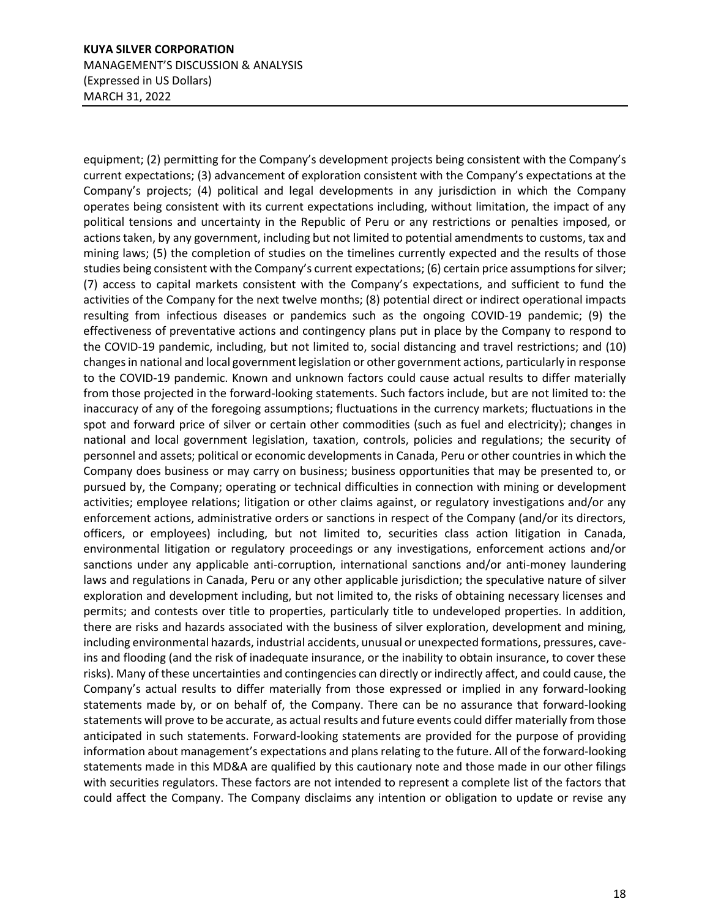equipment; (2) permitting for the Company's development projects being consistent with the Company's current expectations; (3) advancement of exploration consistent with the Company's expectations at the Company's projects; (4) political and legal developments in any jurisdiction in which the Company operates being consistent with its current expectations including, without limitation, the impact of any political tensions and uncertainty in the Republic of Peru or any restrictions or penalties imposed, or actions taken, by any government, including but not limited to potential amendments to customs, tax and mining laws; (5) the completion of studies on the timelines currently expected and the results of those studies being consistent with the Company's current expectations; (6) certain price assumptions for silver; (7) access to capital markets consistent with the Company's expectations, and sufficient to fund the activities of the Company for the next twelve months; (8) potential direct or indirect operational impacts resulting from infectious diseases or pandemics such as the ongoing COVID-19 pandemic; (9) the effectiveness of preventative actions and contingency plans put in place by the Company to respond to the COVID-19 pandemic, including, but not limited to, social distancing and travel restrictions; and (10) changes in national and local government legislation or other government actions, particularly in response to the COVID-19 pandemic. Known and unknown factors could cause actual results to differ materially from those projected in the forward-looking statements. Such factors include, but are not limited to: the inaccuracy of any of the foregoing assumptions; fluctuations in the currency markets; fluctuations in the spot and forward price of silver or certain other commodities (such as fuel and electricity); changes in national and local government legislation, taxation, controls, policies and regulations; the security of personnel and assets; political or economic developments in Canada, Peru or other countries in which the Company does business or may carry on business; business opportunities that may be presented to, or pursued by, the Company; operating or technical difficulties in connection with mining or development activities; employee relations; litigation or other claims against, or regulatory investigations and/or any enforcement actions, administrative orders or sanctions in respect of the Company (and/or its directors, officers, or employees) including, but not limited to, securities class action litigation in Canada, environmental litigation or regulatory proceedings or any investigations, enforcement actions and/or sanctions under any applicable anti-corruption, international sanctions and/or anti-money laundering laws and regulations in Canada, Peru or any other applicable jurisdiction; the speculative nature of silver exploration and development including, but not limited to, the risks of obtaining necessary licenses and permits; and contests over title to properties, particularly title to undeveloped properties. In addition, there are risks and hazards associated with the business of silver exploration, development and mining, including environmental hazards, industrial accidents, unusual or unexpected formations, pressures, cave-ins and flooding (and the risk of inadequate insurance, or the inability to obtain insurance, to cover these risks). Many of these uncertainties and contingencies can directly or indirectly affect, and could cause, the Company's actual results to differ materially from those expressed or implied in any forward-looking statements made by, or on behalf of, the Company. There can be no assurance that forward-looking statements will prove to be accurate, as actual results and future events could differ materially from those anticipated in such statements. Forward-looking statements are provided for the purpose of providing information about management's expectations and plans relating to the future. All of the forward-looking statements made in this MD&A are qualified by this cautionary note and those made in our other filings with securities regulators. These factors are not intended to represent a complete list of the factors that could affect the Company. The Company disclaims any intention or obligation to update or revise any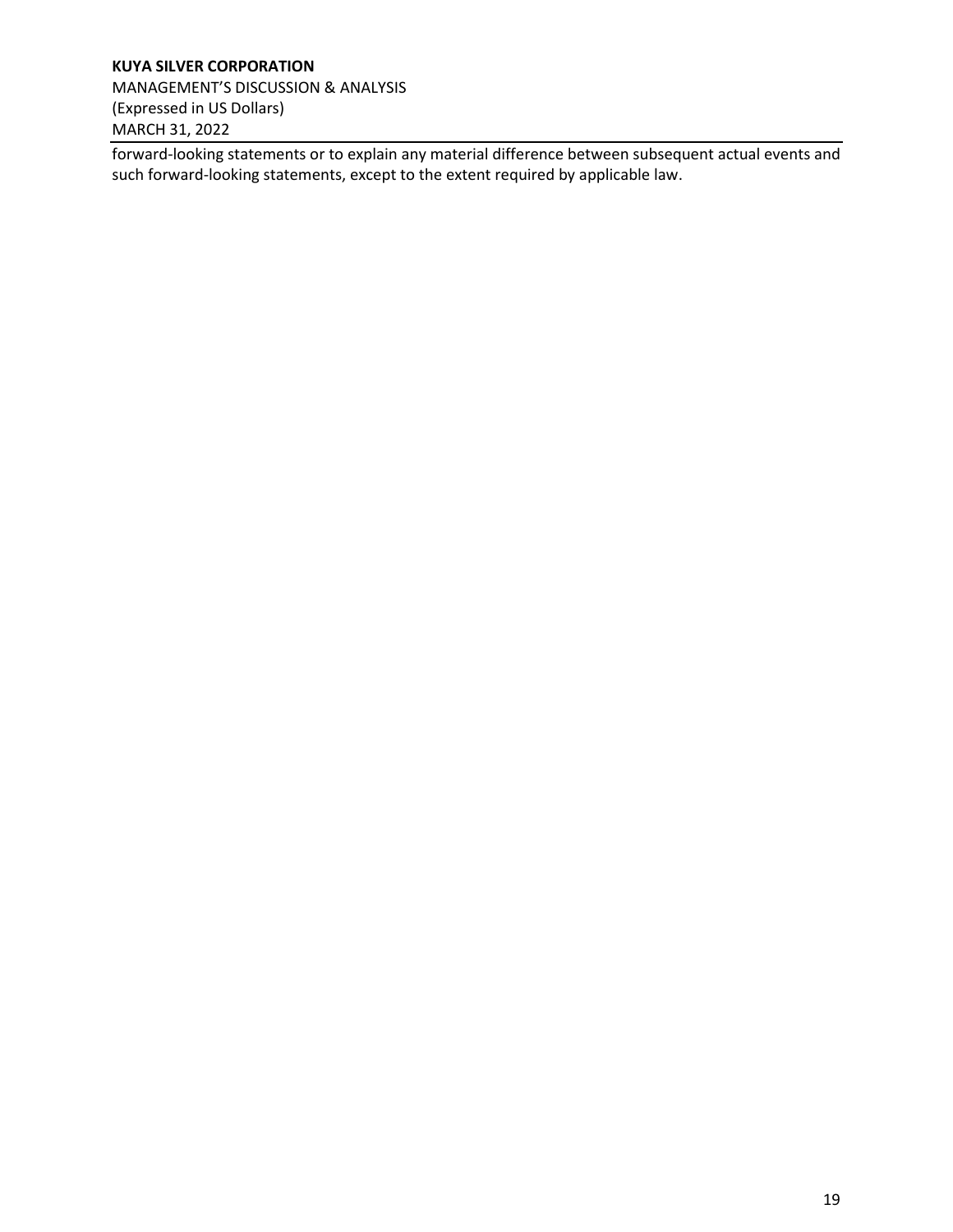forward-looking statements or to explain any material difference between subsequent actual events and such forward-looking statements, except to the extent required by applicable law.